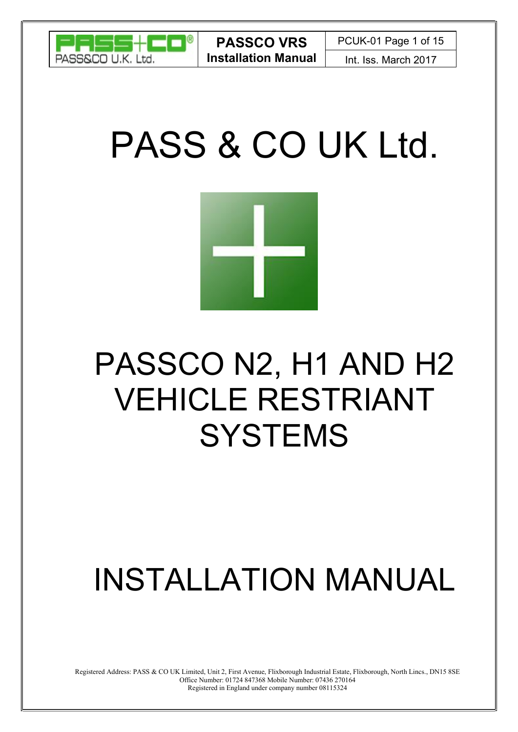# PASS & CO UK Ltd.

# PASSCO N2, H1 AND H2 VEHICLE RESTRIANT SYSTEMS

# INSTALLATION MANUAL

Registered Address: PASS & CO UK Limited, Unit 2, First Avenue, Flixborough Industrial Estate, Flixborough, North Lincs., DN15 8SE
Office Number: 01724 847368 Mobile Number: 07436 270164
Registered in England under company number 08115324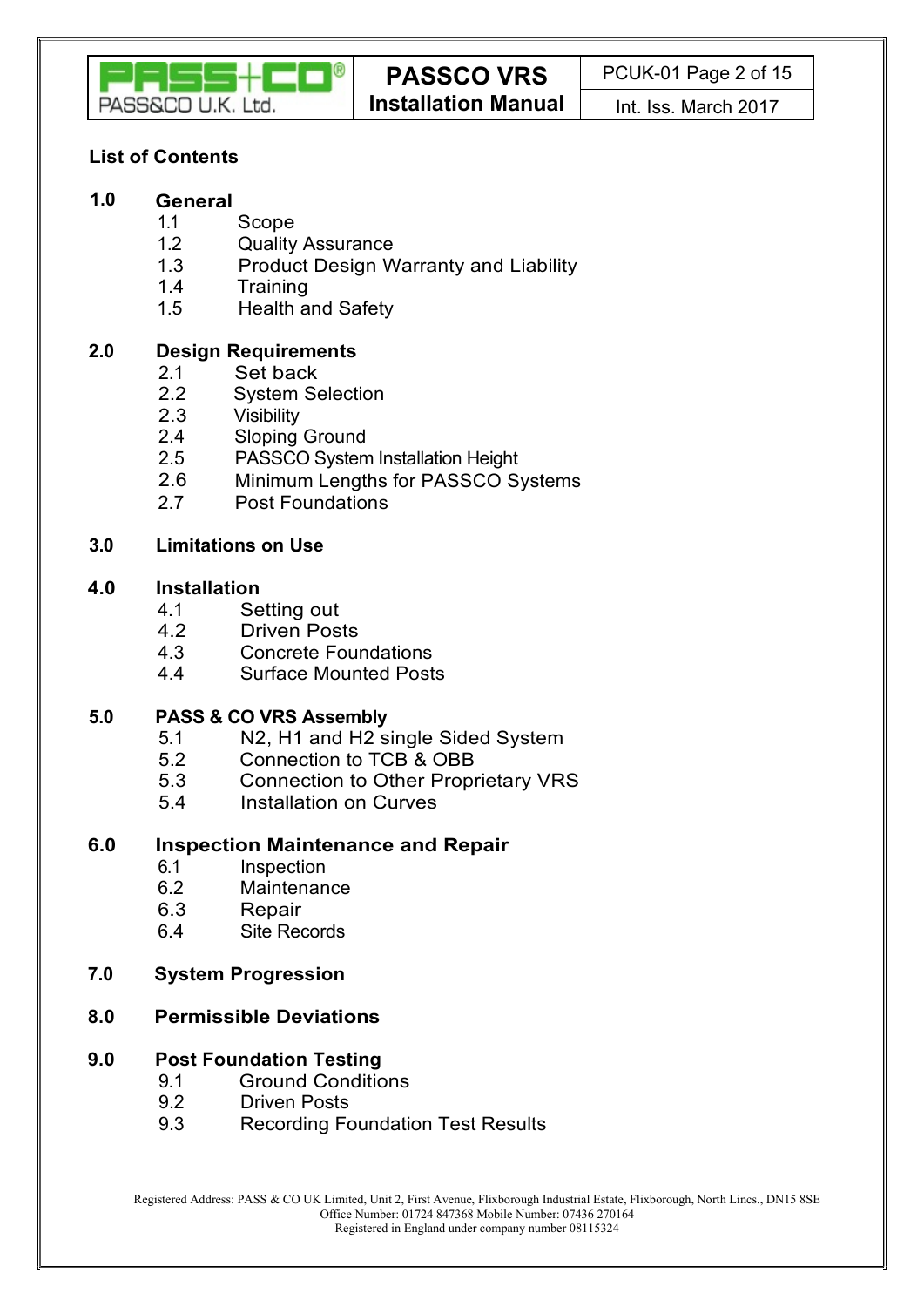## List of Contents

**1.0 General**

- 1.1 Scope
- 1.2 Quality Assurance
- 1.3 Product Design Warranty and Liability
- 1.4 Training
- 1.5 Health and Safety

**2.0 Design Requirements**

- 2.1 Set back
- 2.2 System Selection
- 2.3 Visibility
- 2.4 Sloping Ground
- 2.5 PASSCO System Installation Height
- 2.6 Minimum Lengths for PASSCO Systems
- 2.7 Post Foundations

**3.0 Limitations on Use**

**4.0 Installation**

- 4.1 Setting out
- 4.2 Driven Posts
- 4.3 Concrete Foundations
- 4.4 Surface Mounted Posts

**5.0 PASS & CO VRS Assembly**

- 5.1 N2, H1 and H2 single Sided System
- 5.2 Connection to TCB & OBB
- 5.3 Connection to Other Proprietary VRS
- 5.4 Installation on Curves

**6.0 Inspection Maintenance and Repair**

- 6.1 Inspection
- 6.2 Maintenance
- 6.3 Repair
- 6.4 Site Records

**7.0 System Progression**

**8.0 Permissible Deviations**

**9.0 Post Foundation Testing**

- 9.1 Ground Conditions
- 9.2 Driven Posts
- 9.3 Recording Foundation Test Results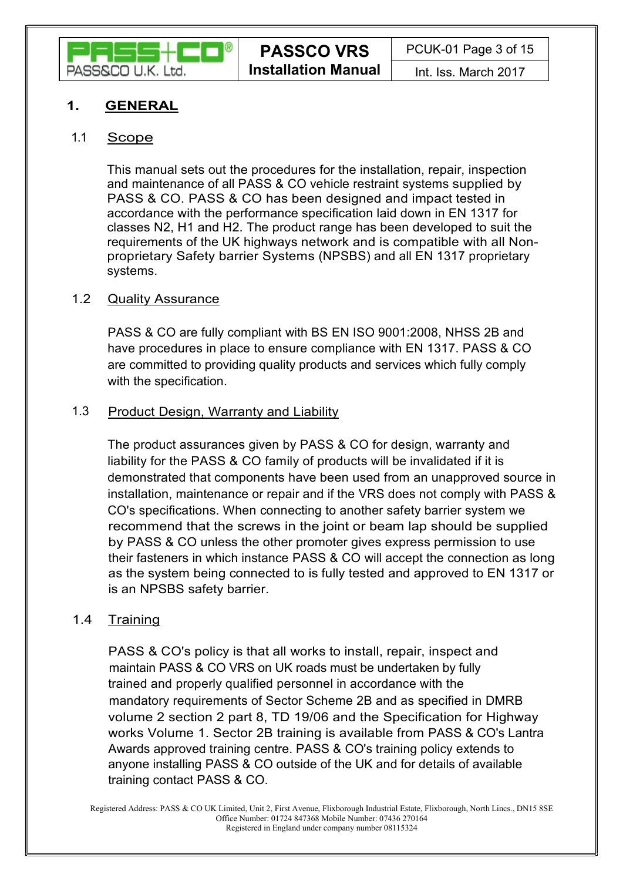# 1. GENERAL

## 1.1 Scope

This manual sets out the procedures for the installation, repair, inspection and maintenance of all PASS & CO vehicle restraint systems supplied by PASS & CO. PASS & CO has been designed and impact tested in accordance with the performance specification laid down in EN 1317 for classes N2, H1 and H2. The product range has been developed to suit the requirements of the UK highways network and is compatible with all Non-proprietary Safety barrier Systems (NPSBS) and all EN 1317 proprietary systems.

## 1.2 Quality Assurance

PASS & CO are fully compliant with BS EN ISO 9001:2008, NHSS 2B and have procedures in place to ensure compliance with EN 1317. PASS & CO are committed to providing quality products and services which fully comply with the specification.

## 1.3 Product Design, Warranty and Liability

The product assurances given by PASS & CO for design, warranty and liability for the PASS & CO family of products will be invalidated if it is demonstrated that components have been used from an unapproved source in installation, maintenance or repair and if the VRS does not comply with PASS & CO's specifications. When connecting to another safety barrier system we recommend that the screws in the joint or beam lap should be supplied by PASS & CO unless the other promoter gives express permission to use their fasteners in which instance PASS & CO will accept the connection as long as the system being connected to is fully tested and approved to EN 1317 or is an NPSBS safety barrier.

## 1.4 Training

PASS & CO's policy is that all works to install, repair, inspect and maintain PASS & CO VRS on UK roads must be undertaken by fully trained and properly qualified personnel in accordance with the mandatory requirements of Sector Scheme 2B and as specified in DMRB volume 2 section 2 part 8, TD 19/06 and the Specification for Highway works Volume 1. Sector 2B training is available from PASS & CO's Lantra Awards approved training centre. PASS & CO's training policy extends to anyone installing PASS & CO outside of the UK and for details of available training contact PASS & CO.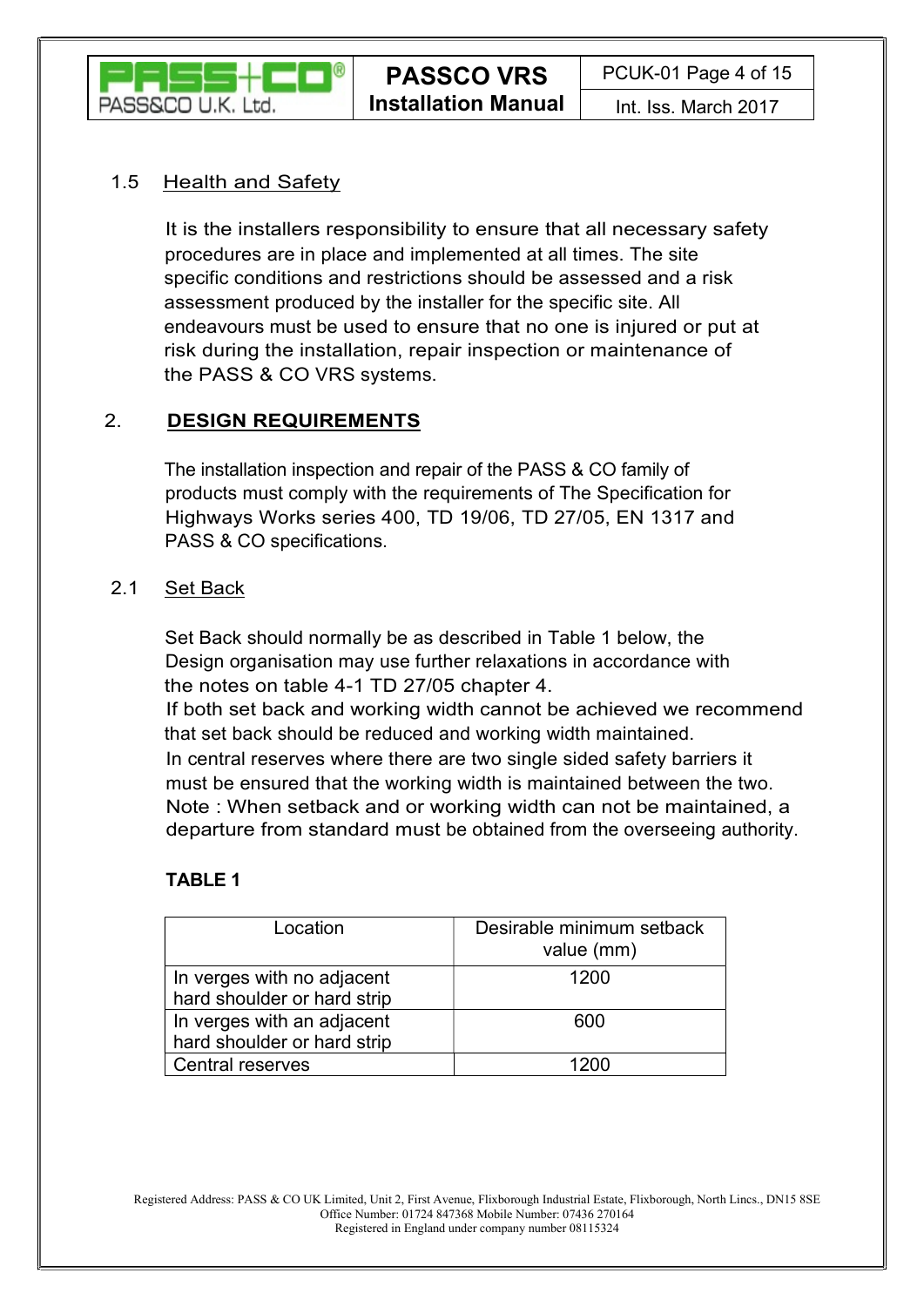## 1.5 Health and Safety

It is the installers responsibility to ensure that all necessary safety procedures are in place and implemented at all times. The site specific conditions and restrictions should be assessed and a risk assessment produced by the installer for the specific site. All endeavours must be used to ensure that no one is injured or put at risk during the installation, repair inspection or maintenance of the PASS & CO VRS systems.

# 2. DESIGN REQUIREMENTS

The installation inspection and repair of the PASS & CO family of products must comply with the requirements of The Specification for Highways Works series 400, TD 19/06, TD 27/05, EN 1317 and PASS & CO specifications.

## 2.1 Set Back

Set Back should normally be as described in Table 1 below, the Design organisation may use further relaxations in accordance with the notes on table 4-1 TD 27/05 chapter 4.

If both set back and working width cannot be achieved we recommend that set back should be reduced and working width maintained.

In central reserves where there are two single sided safety barriers it must be ensured that the working width is maintained between the two.

Note : When setback and or working width can not be maintained, a departure from standard must be obtained from the overseeing authority.

**TABLE 1**

| Location | Desirable minimum setback value (mm) |
|---|---|
| In verges with no adjacent hard shoulder or hard strip | 1200 |
| In verges with an adjacent hard shoulder or hard strip | 600 |
| Central reserves | 1200 |

Registered Address: PASS & CO UK Limited, Unit 2, First Avenue, Flixborough Industrial Estate, Flixborough, North Lincs., DN15 8SE
Office Number: 01724 847368 Mobile Number: 07436 270164
Registered in England under company number 08115324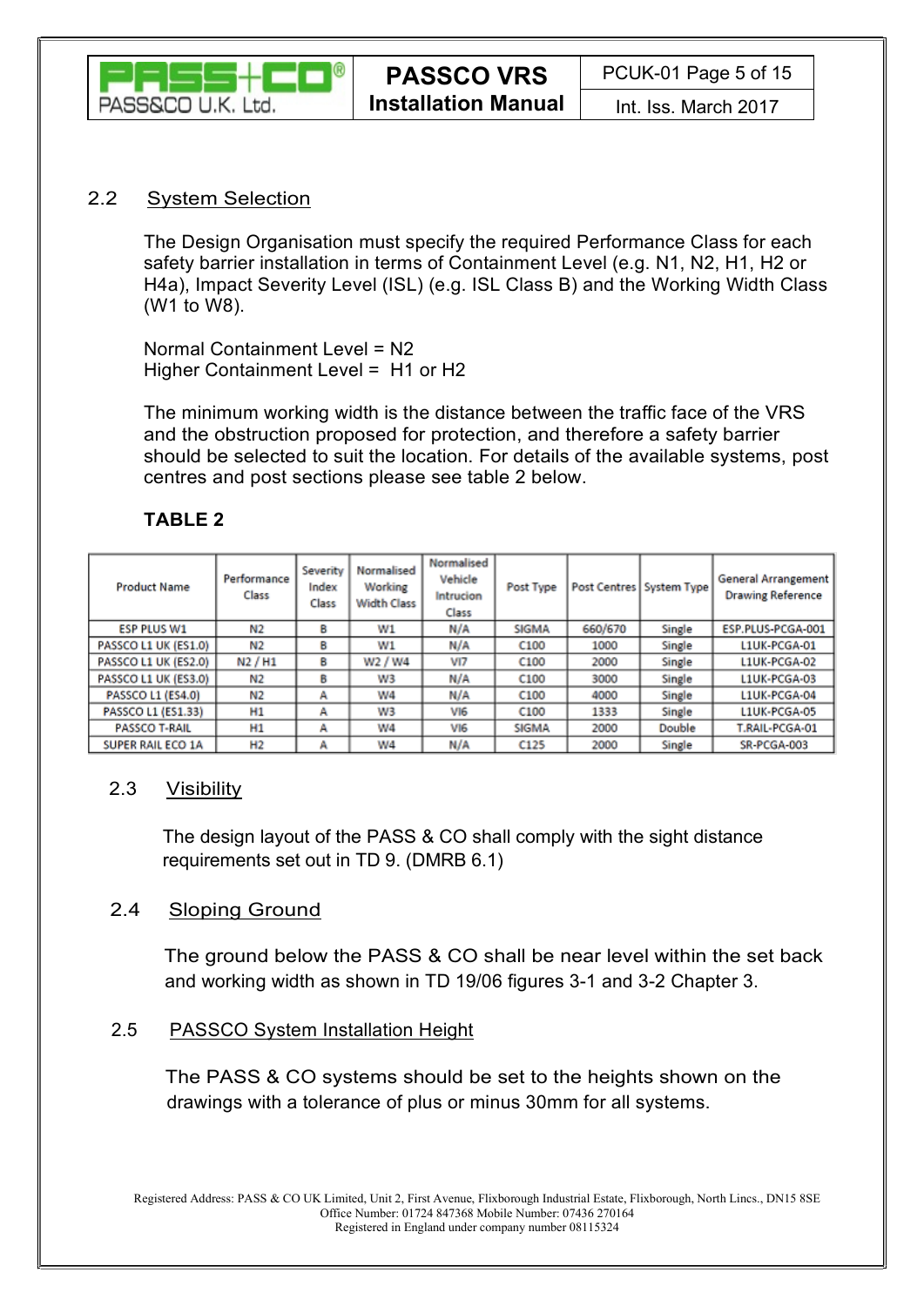## 2.2 System Selection

The Design Organisation must specify the required Performance Class for each safety barrier installation in terms of Containment Level (e.g. N1, N2, H1, H2 or H4a), Impact Severity Level (ISL) (e.g. ISL Class B) and the Working Width Class (W1 to W8).

Normal Containment Level = N2
Higher Containment Level = H1 or H2

The minimum working width is the distance between the traffic face of the VRS and the obstruction proposed for protection, and therefore a safety barrier should be selected to suit the location. For details of the available systems, post centres and post sections please see table 2 below.

**TABLE 2**

| Product Name | Performance Class | Severity Index Class | Normalised Working Width Class | Normalised Vehicle Intrucion Class | Post Type | Post Centres | System Type | General Arrangement Drawing Reference |
|---|---|---|---|---|---|---|---|---|
| ESP PLUS W1 | N2 | B | W1 | N/A | SIGMA | 660/670 | Single | ESP.PLUS-PCGA-001 |
| PASSCO L1 UK (ES1.0) | N2 | B | W1 | N/A | C100 | 1000 | Single | L1UK-PCGA-01 |
| PASSCO L1 UK (ES2.0) | N2 / H1 | B | W2 / W4 | VI7 | C100 | 2000 | Single | L1UK-PCGA-02 |
| PASSCO L1 UK (ES3.0) | N2 | B | W3 | N/A | C100 | 3000 | Single | L1UK-PCGA-03 |
| PASSCO L1 (ES4.0) | N2 | A | W4 | N/A | C100 | 4000 | Single | L1UK-PCGA-04 |
| PASSCO L1 (ES1.33) | H1 | A | W3 | VI6 | C100 | 1333 | Single | L1UK-PCGA-05 |
| PASSCO T-RAIL | H1 | A | W4 | VI6 | SIGMA | 2000 | Double | T.RAIL-PCGA-01 |
| SUPER RAIL ECO 1A | H2 | A | W4 | N/A | C125 | 2000 | Single | SR-PCGA-003 |

## 2.3 Visibility

The design layout of the PASS & CO shall comply with the sight distance requirements set out in TD 9. (DMRB 6.1)

## 2.4 Sloping Ground

The ground below the PASS & CO shall be near level within the set back and working width as shown in TD 19/06 figures 3-1 and 3-2 Chapter 3.

## 2.5 PASSCO System Installation Height

The PASS & CO systems should be set to the heights shown on the drawings with a tolerance of plus or minus 30mm for all systems.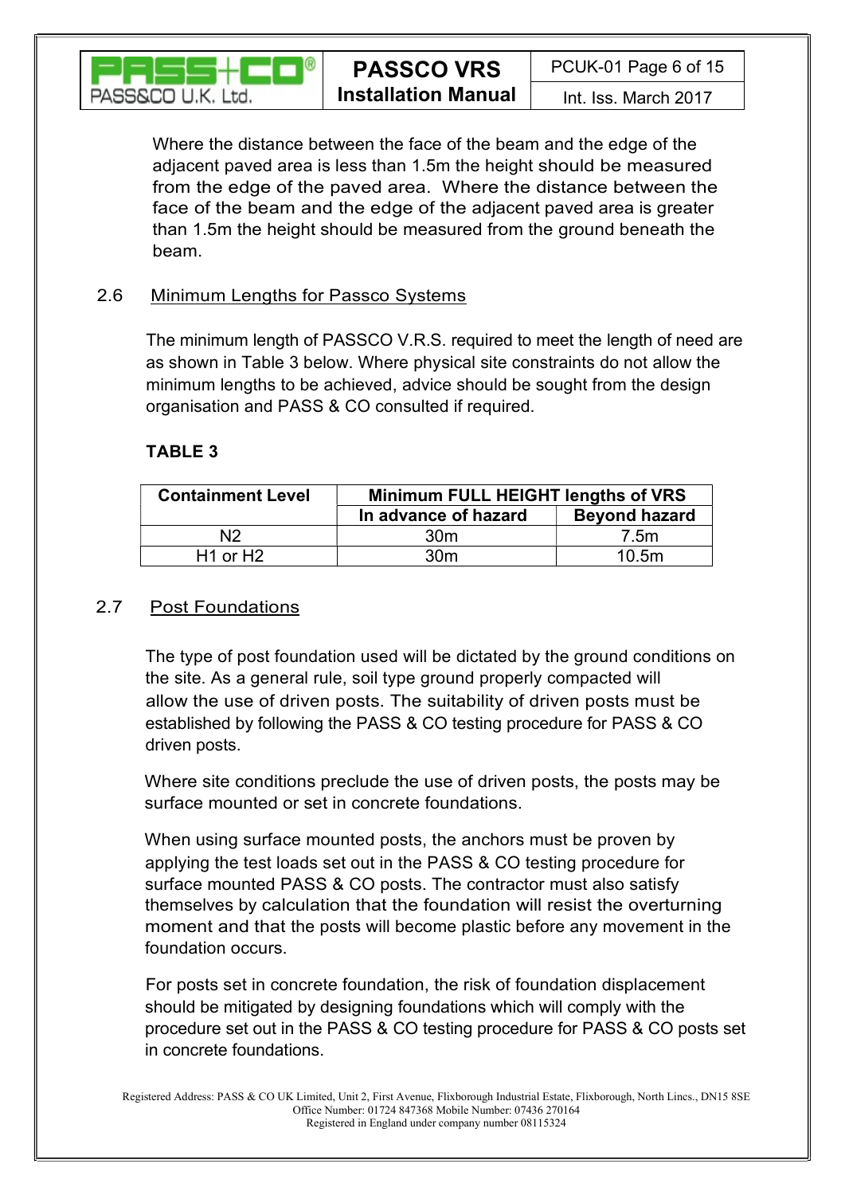Where the distance between the face of the beam and the edge of the adjacent paved area is less than 1.5m the height should be measured from the edge of the paved area. Where the distance between the face of the beam and the edge of the adjacent paved area is greater than 1.5m the height should be measured from the ground beneath the beam.

## 2.6 Minimum Lengths for Passco Systems

The minimum length of PASSCO V.R.S. required to meet the length of need are as shown in Table 3 below. Where physical site constraints do not allow the minimum lengths to be achieved, advice should be sought from the design organisation and PASS & CO consulted if required.

**TABLE 3**

| Containment Level | Minimum FULL HEIGHT lengths of VRS | |
|---|---|---|
| | In advance of hazard | Beyond hazard |
| N2 | 30m | 7.5m |
| H1 or H2 | 30m | 10.5m |

## 2.7 Post Foundations

The type of post foundation used will be dictated by the ground conditions on the site. As a general rule, soil type ground properly compacted will allow the use of driven posts. The suitability of driven posts must be established by following the PASS & CO testing procedure for PASS & CO driven posts.

Where site conditions preclude the use of driven posts, the posts may be surface mounted or set in concrete foundations.

When using surface mounted posts, the anchors must be proven by applying the test loads set out in the PASS & CO testing procedure for surface mounted PASS & CO posts. The contractor must also satisfy themselves by calculation that the foundation will resist the overturning moment and that the posts will become plastic before any movement in the foundation occurs.

For posts set in concrete foundation, the risk of foundation displacement should be mitigated by designing foundations which will comply with the procedure set out in the PASS & CO testing procedure for PASS & CO posts set in concrete foundations.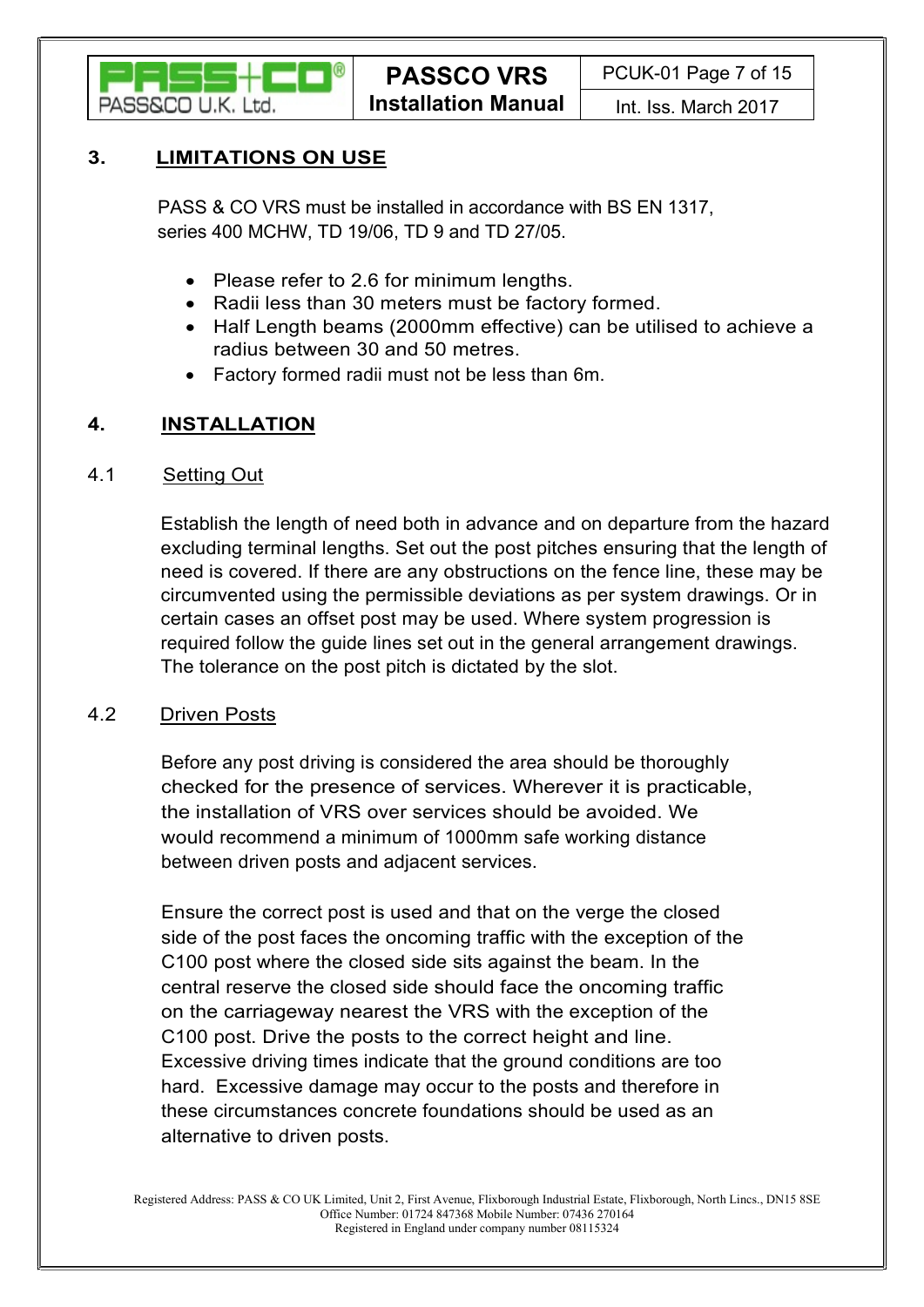## 3. LIMITATIONS ON USE

PASS & CO VRS must be installed in accordance with BS EN 1317, series 400 MCHW, TD 19/06, TD 9 and TD 27/05.

- Please refer to 2.6 for minimum lengths.
- Radii less than 30 meters must be factory formed.
- Half Length beams (2000mm effective) can be utilised to achieve a radius between 30 and 50 metres.
- Factory formed radii must not be less than 6m.

## 4. INSTALLATION

### 4.1 Setting Out

Establish the length of need both in advance and on departure from the hazard excluding terminal lengths. Set out the post pitches ensuring that the length of need is covered. If there are any obstructions on the fence line, these may be circumvented using the permissible deviations as per system drawings. Or in certain cases an offset post may be used. Where system progression is required follow the guide lines set out in the general arrangement drawings. The tolerance on the post pitch is dictated by the slot.

### 4.2 Driven Posts

Before any post driving is considered the area should be thoroughly checked for the presence of services. Wherever it is practicable, the installation of VRS over services should be avoided. We would recommend a minimum of 1000mm safe working distance between driven posts and adjacent services.

Ensure the correct post is used and that on the verge the closed side of the post faces the oncoming traffic with the exception of the C100 post where the closed side sits against the beam. In the central reserve the closed side should face the oncoming traffic on the carriageway nearest the VRS with the exception of the C100 post. Drive the posts to the correct height and line. Excessive driving times indicate that the ground conditions are too hard. Excessive damage may occur to the posts and therefore in these circumstances concrete foundations should be used as an alternative to driven posts.

Registered Address: PASS & CO UK Limited, Unit 2, First Avenue, Flixborough Industrial Estate, Flixborough, North Lincs., DN15 8SE
Office Number: 01724 847368 Mobile Number: 07436 270164
Registered in England under company number 08115324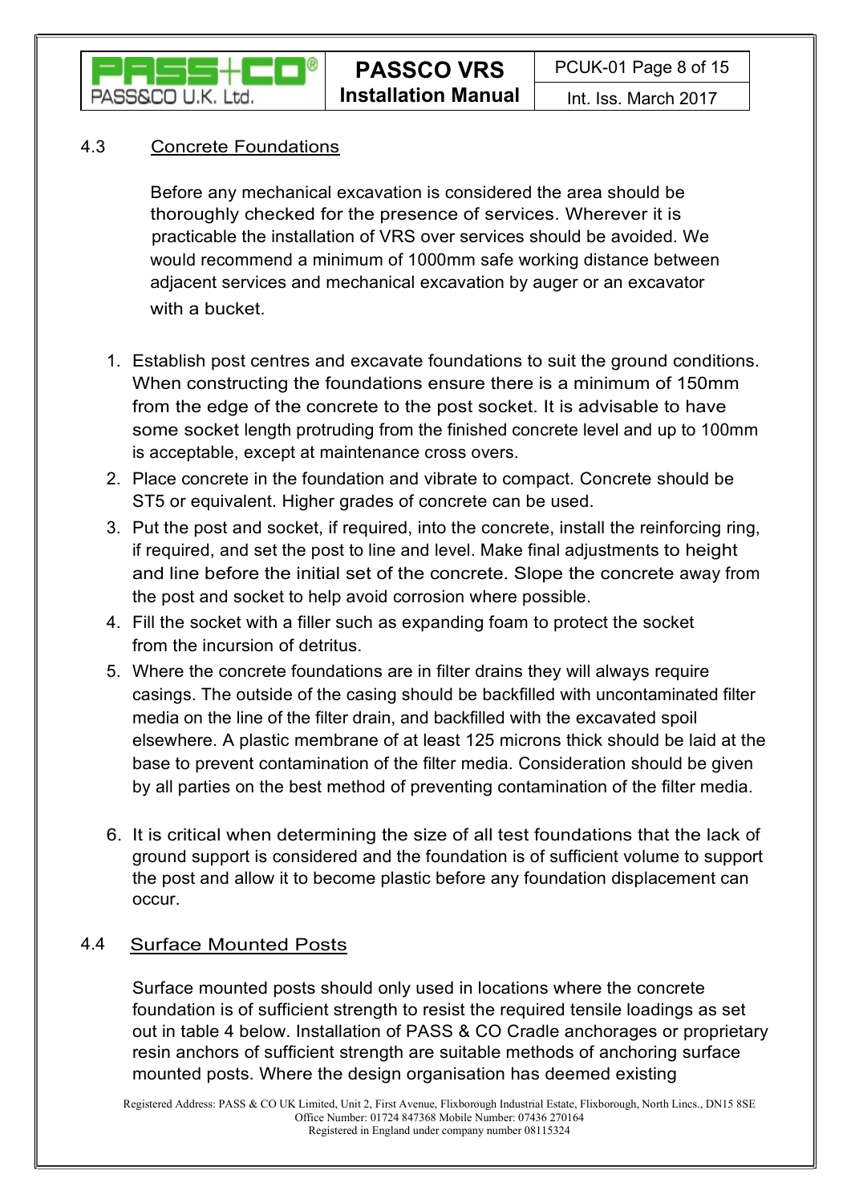## 4.3 Concrete Foundations

Before any mechanical excavation is considered the area should be thoroughly checked for the presence of services. Wherever it is practicable the installation of VRS over services should be avoided. We would recommend a minimum of 1000mm safe working distance between adjacent services and mechanical excavation by auger or an excavator with a bucket.

1. Establish post centres and excavate foundations to suit the ground conditions. When constructing the foundations ensure there is a minimum of 150mm from the edge of the concrete to the post socket. It is advisable to have some socket length protruding from the finished concrete level and up to 100mm is acceptable, except at maintenance cross overs.
2. Place concrete in the foundation and vibrate to compact. Concrete should be ST5 or equivalent. Higher grades of concrete can be used.
3. Put the post and socket, if required, into the concrete, install the reinforcing ring, if required, and set the post to line and level. Make final adjustments to height and line before the initial set of the concrete. Slope the concrete away from the post and socket to help avoid corrosion where possible.
4. Fill the socket with a filler such as expanding foam to protect the socket from the incursion of detritus.
5. Where the concrete foundations are in filter drains they will always require casings. The outside of the casing should be backfilled with uncontaminated filter media on the line of the filter drain, and backfilled with the excavated spoil elsewhere. A plastic membrane of at least 125 microns thick should be laid at the base to prevent contamination of the filter media. Consideration should be given by all parties on the best method of preventing contamination of the filter media.
6. It is critical when determining the size of all test foundations that the lack of ground support is considered and the foundation is of sufficient volume to support the post and allow it to become plastic before any foundation displacement can occur.

## 4.4 Surface Mounted Posts

Surface mounted posts should only used in locations where the concrete foundation is of sufficient strength to resist the required tensile loadings as set out in table 4 below. Installation of PASS & CO Cradle anchorages or proprietary resin anchors of sufficient strength are suitable methods of anchoring surface mounted posts. Where the design organisation has deemed existing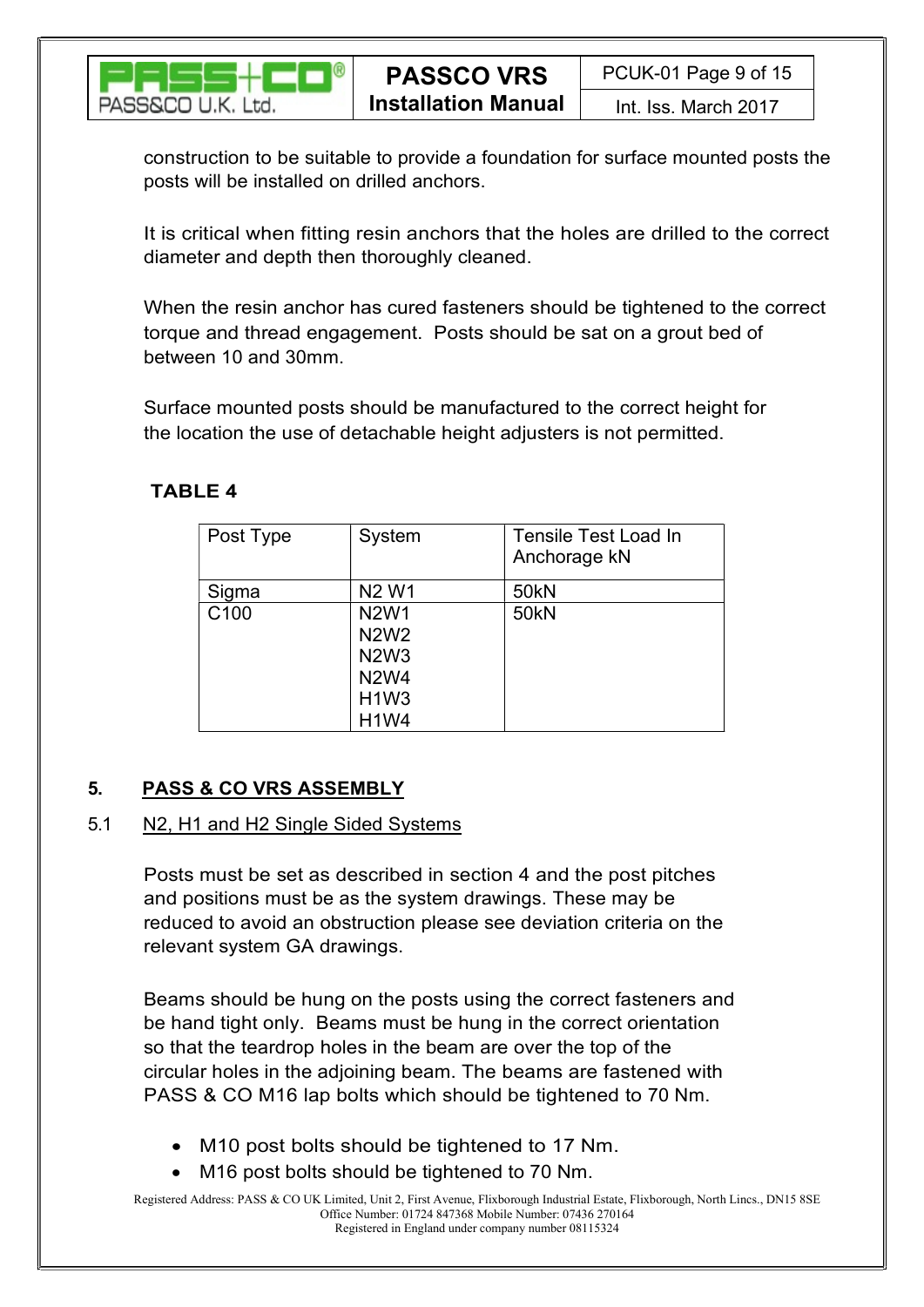construction to be suitable to provide a foundation for surface mounted posts the posts will be installed on drilled anchors.

It is critical when fitting resin anchors that the holes are drilled to the correct diameter and depth then thoroughly cleaned.

When the resin anchor has cured fasteners should be tightened to the correct torque and thread engagement. Posts should be sat on a grout bed of between 10 and 30mm.

Surface mounted posts should be manufactured to the correct height for the location the use of detachable height adjusters is not permitted.

**TABLE 4**

| Post Type | System | Tensile Test Load In Anchorage kN |
|---|---|---|
| Sigma | N2 W1 | 50kN |
| C100 | N2W1<br>N2W2<br>N2W3<br>N2W4<br>H1W3<br>H1W4 | 50kN |

## 5. PASS & CO VRS ASSEMBLY

### 5.1 N2, H1 and H2 Single Sided Systems

Posts must be set as described in section 4 and the post pitches and positions must be as the system drawings. These may be reduced to avoid an obstruction please see deviation criteria on the relevant system GA drawings.

Beams should be hung on the posts using the correct fasteners and be hand tight only. Beams must be hung in the correct orientation so that the teardrop holes in the beam are over the top of the circular holes in the adjoining beam. The beams are fastened with PASS & CO M16 lap bolts which should be tightened to 70 Nm.

- M10 post bolts should be tightened to 17 Nm.
- M16 post bolts should be tightened to 70 Nm.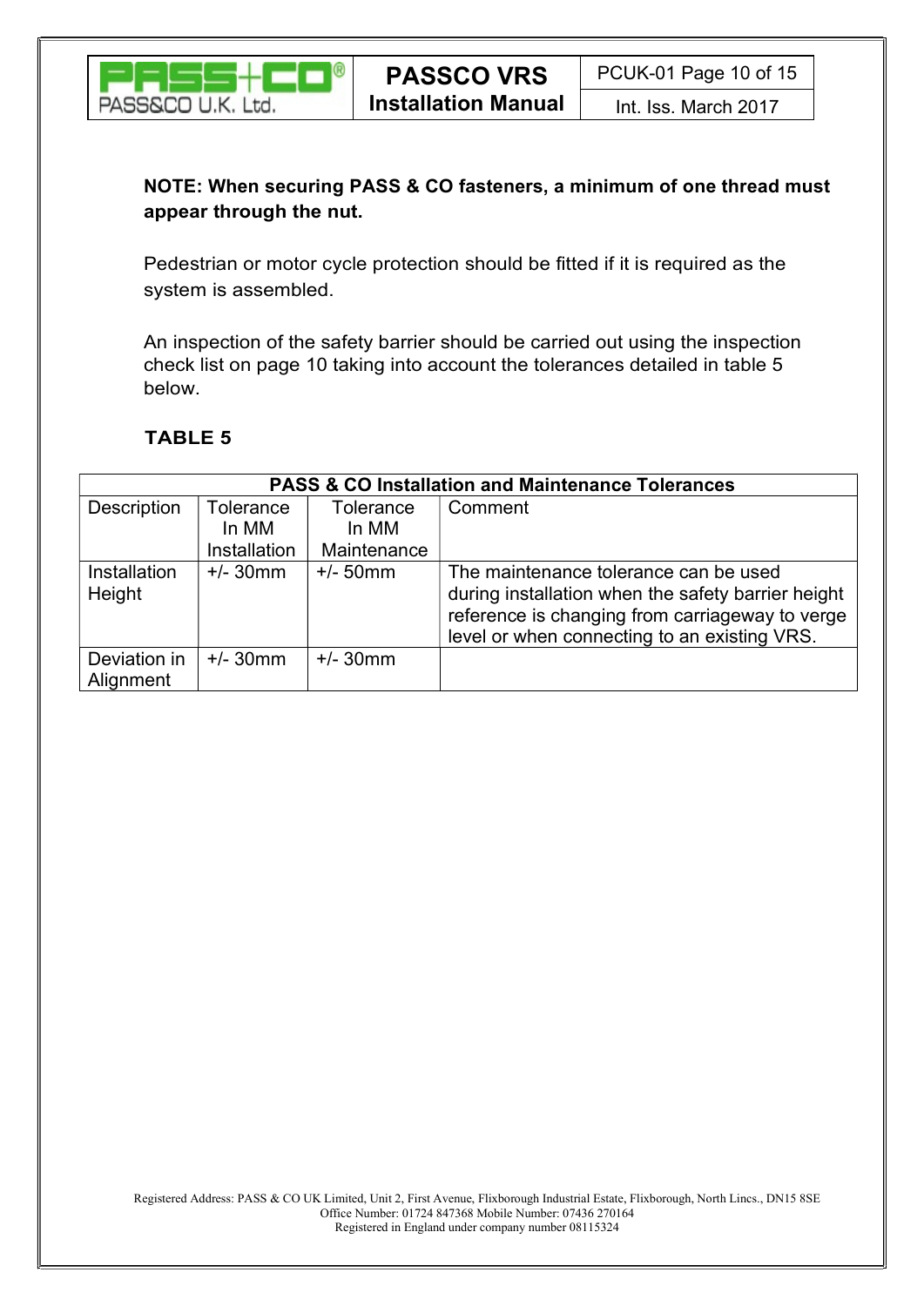**NOTE: When securing PASS & CO fasteners, a minimum of one thread must appear through the nut.**

Pedestrian or motor cycle protection should be fitted if it is required as the system is assembled.

An inspection of the safety barrier should be carried out using the inspection check list on page 10 taking into account the tolerances detailed in table 5 below.

**TABLE 5**

| **PASS & CO Installation and Maintenance Tolerances** | | | |
|---|---|---|---|
| Description | Tolerance In MM Installation | Tolerance In MM Maintenance | Comment |
| Installation Height | +/- 30mm | +/- 50mm | The maintenance tolerance can be used during installation when the safety barrier height reference is changing from carriageway to verge level or when connecting to an existing VRS. |
| Deviation in Alignment | +/- 30mm | +/- 30mm | |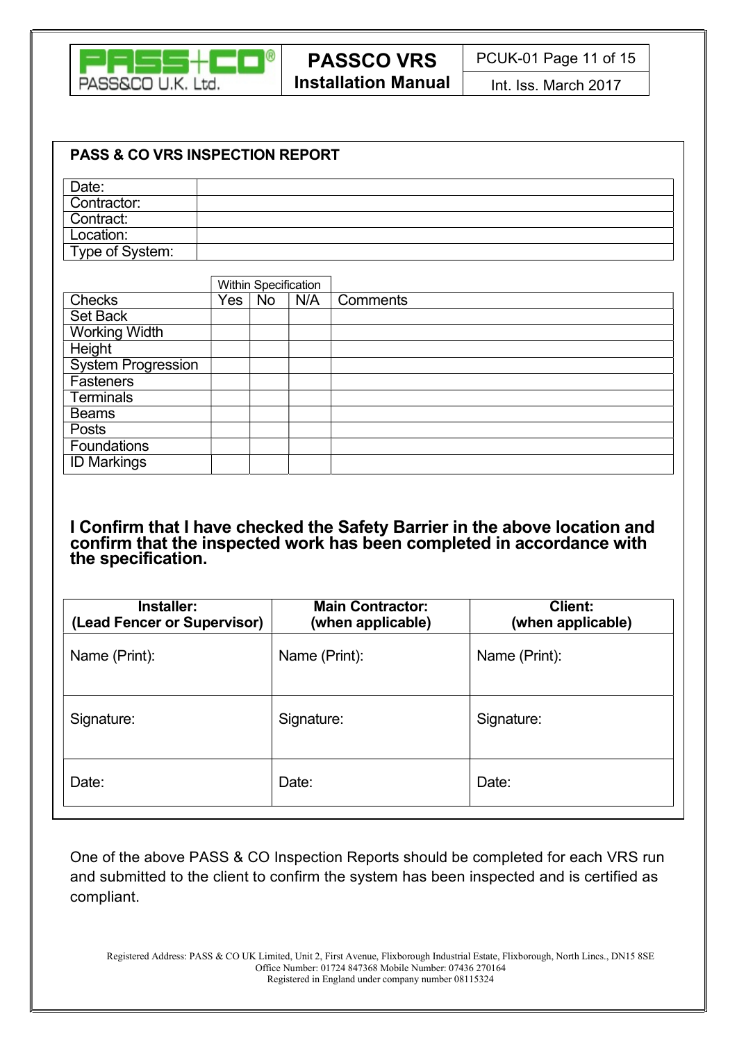## PASS & CO VRS INSPECTION REPORT

| Date: | |
|---|---|
| Contractor: | |
| Contract: | |
| Location: | |
| Type of System: | |

| | Within Specification | | | |
|---|---|---|---|---|
| Checks | Yes | No | N/A | Comments |
| Set Back | | | | |
| Working Width | | | | |
| Height | | | | |
| System Progression | | | | |
| Fasteners | | | | |
| Terminals | | | | |
| Beams | | | | |
| Posts | | | | |
| Foundations | | | | |
| ID Markings | | | | |

**I Confirm that I have checked the Safety Barrier in the above location and confirm that the inspected work has been completed in accordance with the specification.**

| Installer: (Lead Fencer or Supervisor) | Main Contractor: (when applicable) | Client: (when applicable) |
|---|---|---|
| Name (Print): | Name (Print): | Name (Print): |
| Signature: | Signature: | Signature: |
| Date: | Date: | Date: |

One of the above PASS & CO Inspection Reports should be completed for each VRS run and submitted to the client to confirm the system has been inspected and is certified as compliant.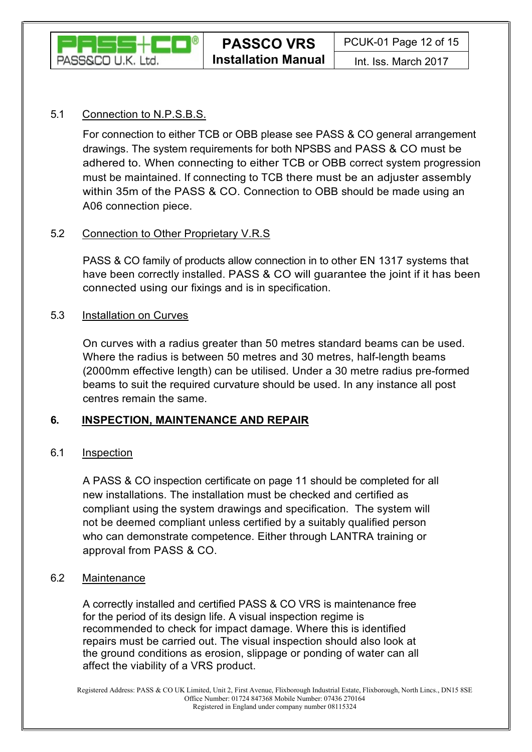### 5.1 Connection to N.P.S.B.S.

For connection to either TCB or OBB please see PASS & CO general arrangement drawings. The system requirements for both NPSBS and PASS & CO must be adhered to. When connecting to either TCB or OBB correct system progression must be maintained. If connecting to TCB there must be an adjuster assembly within 35m of the PASS & CO. Connection to OBB should be made using an A06 connection piece.

### 5.2 Connection to Other Proprietary V.R.S

PASS & CO family of products allow connection in to other EN 1317 systems that have been correctly installed. PASS & CO will guarantee the joint if it has been connected using our fixings and is in specification.

### 5.3 Installation on Curves

On curves with a radius greater than 50 metres standard beams can be used. Where the radius is between 50 metres and 30 metres, half-length beams (2000mm effective length) can be utilised. Under a 30 metre radius pre-formed beams to suit the required curvature should be used. In any instance all post centres remain the same.

## 6. INSPECTION, MAINTENANCE AND REPAIR

### 6.1 Inspection

A PASS & CO inspection certificate on page 11 should be completed for all new installations. The installation must be checked and certified as compliant using the system drawings and specification. The system will not be deemed compliant unless certified by a suitably qualified person who can demonstrate competence. Either through LANTRA training or approval from PASS & CO.

### 6.2 Maintenance

A correctly installed and certified PASS & CO VRS is maintenance free for the period of its design life. A visual inspection regime is recommended to check for impact damage. Where this is identified repairs must be carried out. The visual inspection should also look at the ground conditions as erosion, slippage or ponding of water can all affect the viability of a VRS product.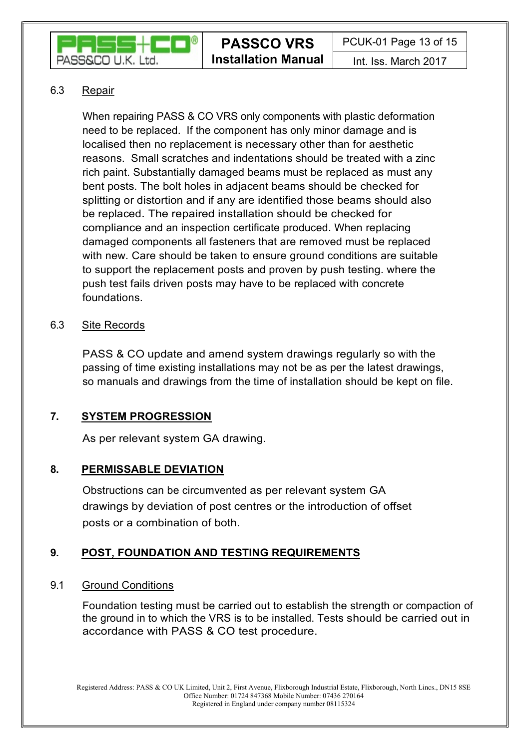### 6.3 Repair

When repairing PASS & CO VRS only components with plastic deformation need to be replaced. If the component has only minor damage and is localised then no replacement is necessary other than for aesthetic reasons. Small scratches and indentations should be treated with a zinc rich paint. Substantially damaged beams must be replaced as must any bent posts. The bolt holes in adjacent beams should be checked for splitting or distortion and if any are identified those beams should also be replaced. The repaired installation should be checked for compliance and an inspection certificate produced. When replacing damaged components all fasteners that are removed must be replaced with new. Care should be taken to ensure ground conditions are suitable to support the replacement posts and proven by push testing. where the push test fails driven posts may have to be replaced with concrete foundations.

### 6.3 Site Records

PASS & CO update and amend system drawings regularly so with the passing of time existing installations may not be as per the latest drawings, so manuals and drawings from the time of installation should be kept on file.

## 7. SYSTEM PROGRESSION

As per relevant system GA drawing.

## 8. PERMISSABLE DEVIATION

Obstructions can be circumvented as per relevant system GA drawings by deviation of post centres or the introduction of offset posts or a combination of both.

## 9. POST, FOUNDATION AND TESTING REQUIREMENTS

### 9.1 Ground Conditions

Foundation testing must be carried out to establish the strength or compaction of the ground in to which the VRS is to be installed. Tests should be carried out in accordance with PASS & CO test procedure.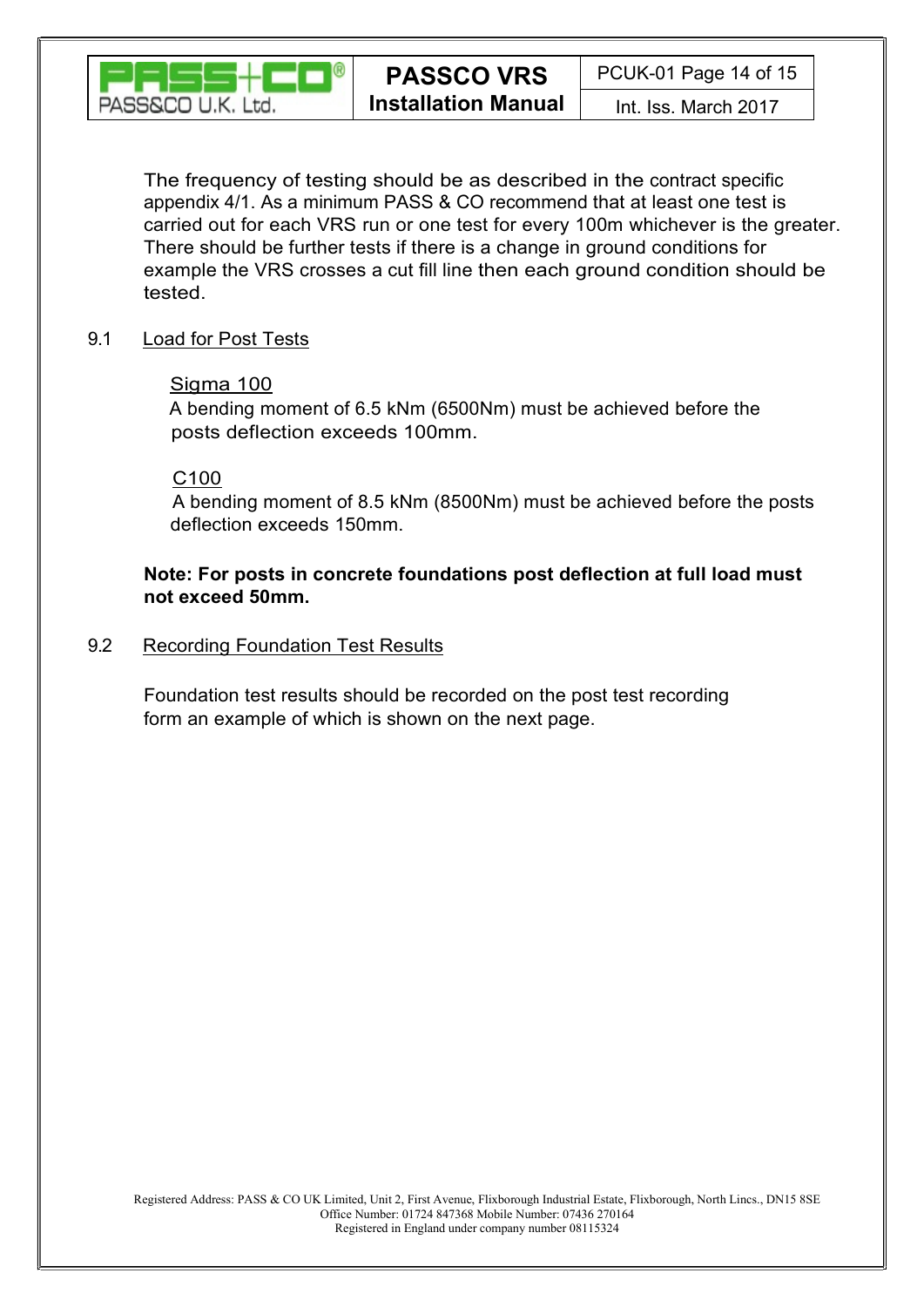The frequency of testing should be as described in the contract specific appendix 4/1. As a minimum PASS & CO recommend that at least one test is carried out for each VRS run or one test for every 100m whichever is the greater. There should be further tests if there is a change in ground conditions for example the VRS crosses a cut fill line then each ground condition should be tested.

## 9.1 Load for Post Tests

### Sigma 100

A bending moment of 6.5 kNm (6500Nm) must be achieved before the posts deflection exceeds 100mm.

### C100

A bending moment of 8.5 kNm (8500Nm) must be achieved before the posts deflection exceeds 150mm.

**Note: For posts in concrete foundations post deflection at full load must not exceed 50mm.**

## 9.2 Recording Foundation Test Results

Foundation test results should be recorded on the post test recording form an example of which is shown on the next page.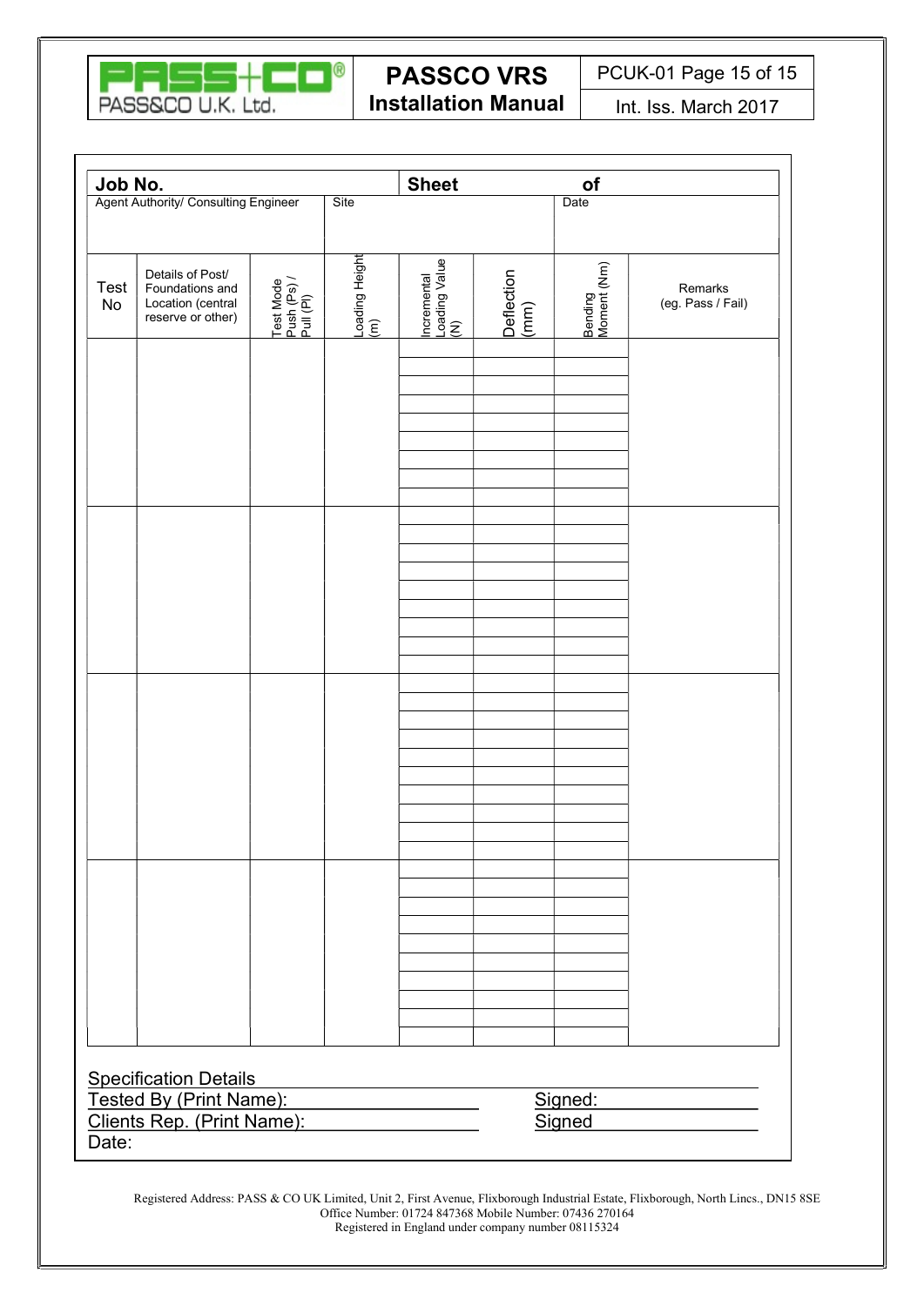| Job No. | | | | Sheet | | of | |
|---|---|---|---|---|---|---|---|
| Agent Authority/ Consulting Engineer | | | Site | | | Date | |
| Test No | Details of Post/ Foundations and Location (central reserve or other) | Test Mode Push (Ps) / Pull (Pl) | Loading Height (m) | Incremental Loading Value (N) | Deflection (mm) | Bending Moment (Nm) | Remarks (eg. Pass / Fail) |
| | | | | | | | |
| | | | | | | | |
| | | | | | | | |
| | | | | | | | |

Specification Details

Tested By (Print Name): Signed:

Clients Rep. (Print Name): Signed

Date:

Registered Address: PASS & CO UK Limited, Unit 2, First Avenue, Flixborough Industrial Estate, Flixborough, North Lincs., DN15 8SE
Office Number: 01724 847368 Mobile Number: 07436 270164
Registered in England under company number 08115324